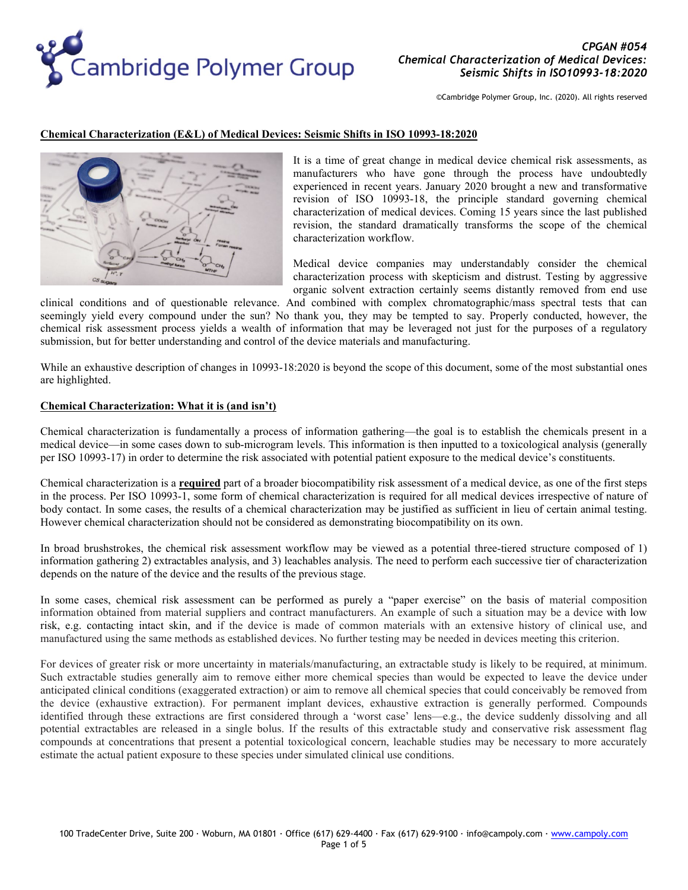## Chemical Characterization (E&L) of Medical Devices: Seismic Shifts in ISO 10993-18:2020

It is a time of great change in medical device chemical risk assessments, as manufacturers who have gone through the process have undoubtedly experienced in recent years. January 2020 brought a new and transformative revision of ISO 10993-18, the principle standard governing chemical characterization of medical devices. Coming 15 years since the last published revision, the standard dramatically transforms the scope of the chemical characterization workflow.

Medical device companies may understandably consider the chemical characterization process with skepticism and distrust. Testing by aggressive organic solvent extraction certainly seems distantly removed from end use clinical conditions and of questionable relevance. And combined with complex chromatographic/mass spectral tests that can seemingly yield every compound under the sun? No thank you, they may be tempted to say. Properly conducted, however, the chemical risk assessment process yields a wealth of information that may be leveraged not just for the purposes of a regulatory submission, but for better understanding and control of the device materials and manufacturing.

While an exhaustive description of changes in 10993-18:2020 is beyond the scope of this document, some of the most substantial ones are highlighted.

### Chemical Characterization: What it is (and isn't)

Chemical characterization is fundamentally a process of information gathering—the goal is to establish the chemicals present in a medical device—in some cases down to sub-microgram levels. This information is then inputted to a toxicological analysis (generally per ISO 10993-17) in order to determine the risk associated with potential patient exposure to the medical device's constituents.

Chemical characterization is a **required** part of a broader biocompatibility risk assessment of a medical device, as one of the first steps in the process. Per ISO 10993-1, some form of chemical characterization is required for all medical devices irrespective of nature of body contact. In some cases, the results of a chemical characterization may be justified as sufficient in lieu of certain animal testing. However chemical characterization should not be considered as demonstrating biocompatibility on its own.

In broad brushstrokes, the chemical risk assessment workflow may be viewed as a potential three-tiered structure composed of 1) information gathering 2) extractables analysis, and 3) leachables analysis. The need to perform each successive tier of characterization depends on the nature of the device and the results of the previous stage.

In some cases, chemical risk assessment can be performed as purely a "paper exercise" on the basis of material composition information obtained from material suppliers and contract manufacturers. An example of such a situation may be a device with low risk, e.g. contacting intact skin, and if the device is made of common materials with an extensive history of clinical use, and manufactured using the same methods as established devices. No further testing may be needed in devices meeting this criterion.

For devices of greater risk or more uncertainty in materials/manufacturing, an extractable study is likely to be required, at minimum. Such extractable studies generally aim to remove either more chemical species than would be expected to leave the device under anticipated clinical conditions (exaggerated extraction) or aim to remove all chemical species that could conceivably be removed from the device (exhaustive extraction). For permanent implant devices, exhaustive extraction is generally performed. Compounds identified through these extractions are first considered through a 'worst case' lens—e.g., the device suddenly dissolving and all potential extractables are released in a single bolus. If the results of this extractable study and conservative risk assessment flag compounds at concentrations that present a potential toxicological concern, leachable studies may be necessary to more accurately estimate the actual patient exposure to these species under simulated clinical use conditions.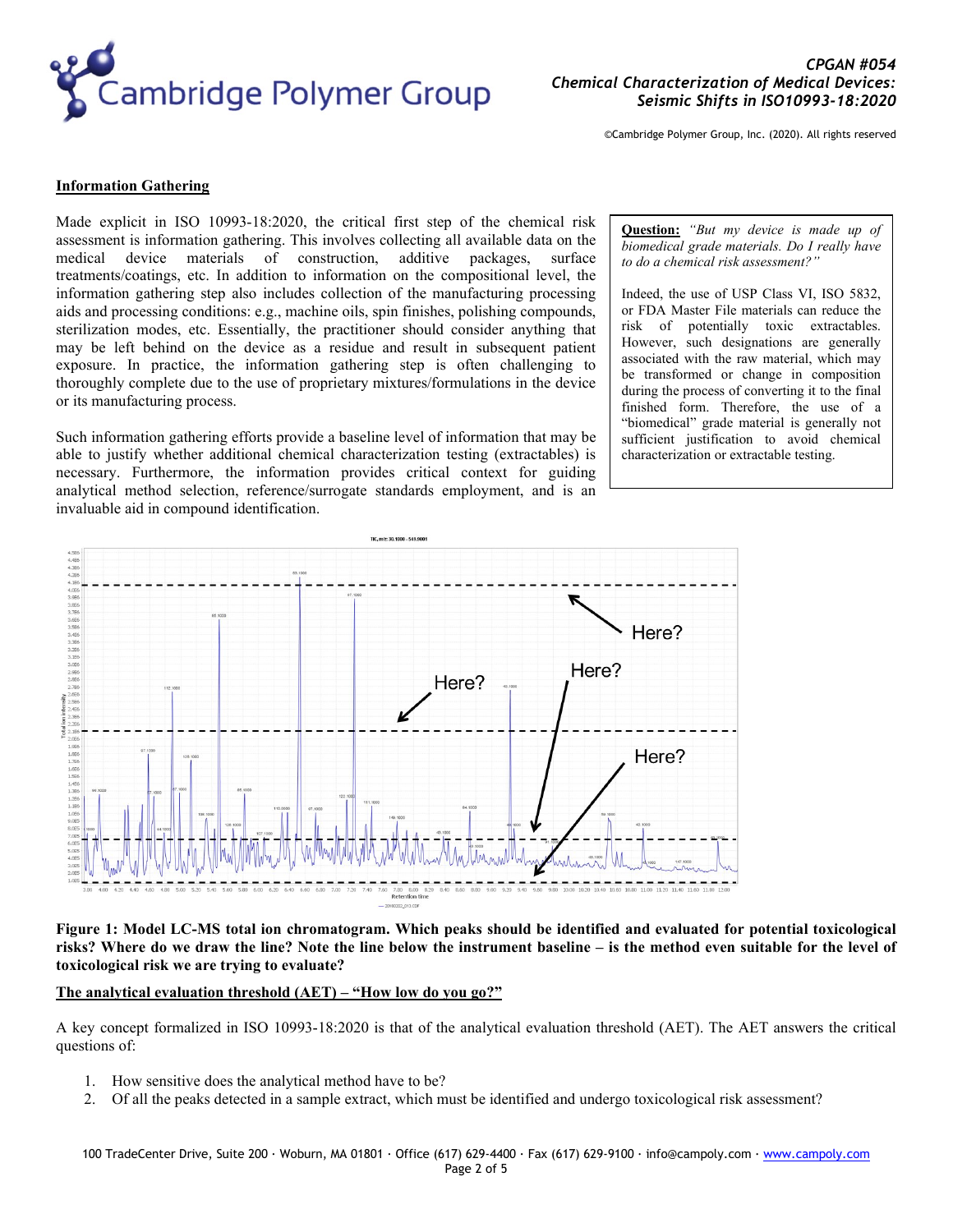## Information Gathering

Made explicit in ISO 10993-18:2020, the critical first step of the chemical risk assessment is information gathering. This involves collecting all available data on the medical device materials of construction, additive packages, surface treatments/coatings, etc. In addition to information on the compositional level, the information gathering step also includes collection of the manufacturing processing aids and processing conditions: e.g., machine oils, spin finishes, polishing compounds, sterilization modes, etc. Essentially, the practitioner should consider anything that may be left behind on the device as a residue and result in subsequent patient exposure. In practice, the information gathering step is often challenging to thoroughly complete due to the use of proprietary mixtures/formulations in the device or its manufacturing process.

Such information gathering efforts provide a baseline level of information that may be able to justify whether additional chemical characterization testing (extractables) is necessary. Furthermore, the information provides critical context for guiding analytical method selection, reference/surrogate standards employment, and is an invaluable aid in compound identification.

**Question:** *"But my device is made up of biomedical grade materials. Do I really have to do a chemical risk assessment?"*

Indeed, the use of USP Class VI, ISO 5832, or FDA Master File materials can reduce the risk of potentially toxic extractables. However, such designations are generally associated with the raw material, which may be transformed or change in composition during the process of converting it to the final finished form. Therefore, the use of a "biomedical" grade material is generally not sufficient justification to avoid chemical characterization or extractable testing.

**Figure 1: Model LC-MS total ion chromatogram. Which peaks should be identified and evaluated for potential toxicological risks? Where do we draw the line? Note the line below the instrument baseline – is the method even suitable for the level of toxicological risk we are trying to evaluate?**

## The analytical evaluation threshold (AET) – "How low do you go?"

A key concept formalized in ISO 10993-18:2020 is that of the analytical evaluation threshold (AET). The AET answers the critical questions of:

1. How sensitive does the analytical method have to be?
2. Of all the peaks detected in a sample extract, which must be identified and undergo toxicological risk assessment?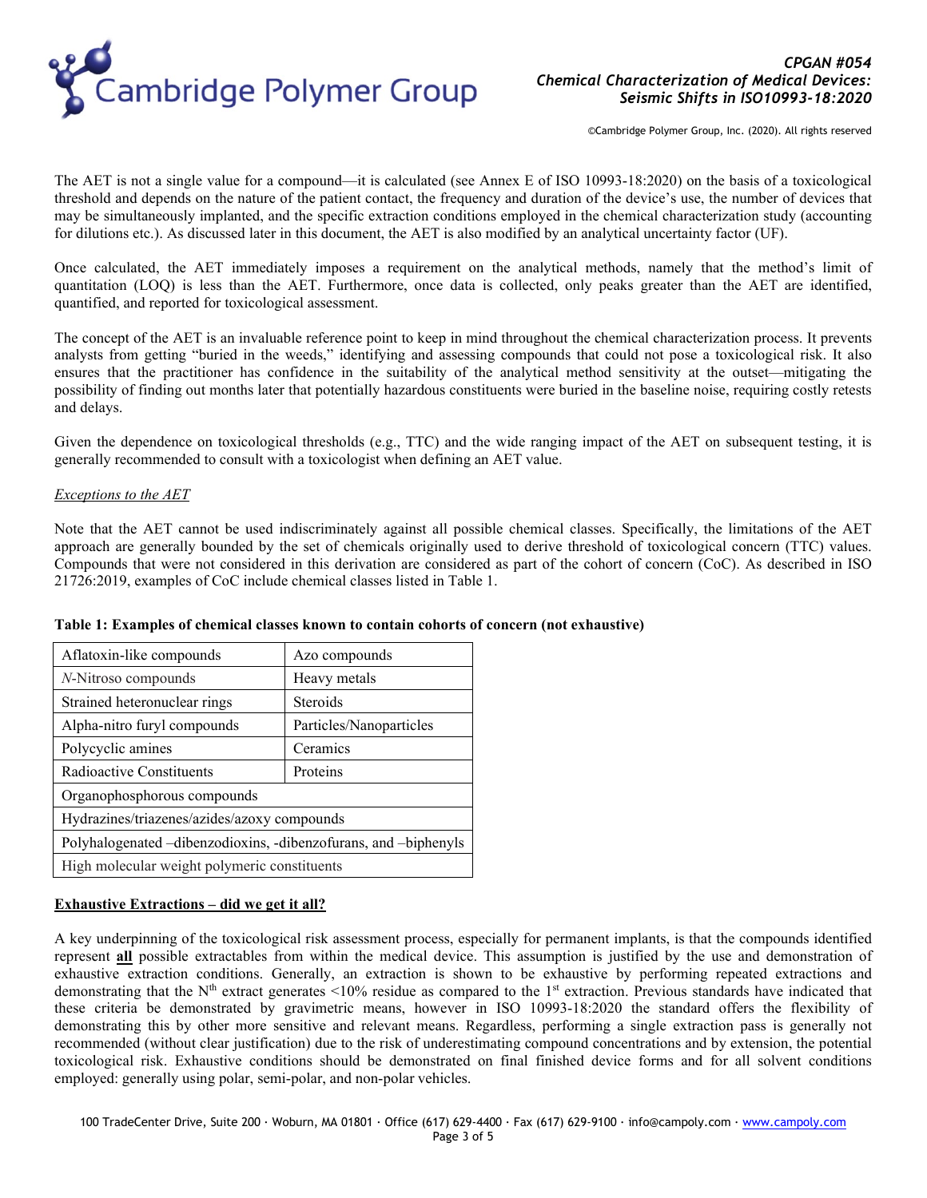The AET is not a single value for a compound—it is calculated (see Annex E of ISO 10993-18:2020) on the basis of a toxicological threshold and depends on the nature of the patient contact, the frequency and duration of the device's use, the number of devices that may be simultaneously implanted, and the specific extraction conditions employed in the chemical characterization study (accounting for dilutions etc.). As discussed later in this document, the AET is also modified by an analytical uncertainty factor (UF).

Once calculated, the AET immediately imposes a requirement on the analytical methods, namely that the method's limit of quantitation (LOQ) is less than the AET. Furthermore, once data is collected, only peaks greater than the AET are identified, quantified, and reported for toxicological assessment.

The concept of the AET is an invaluable reference point to keep in mind throughout the chemical characterization process. It prevents analysts from getting "buried in the weeds," identifying and assessing compounds that could not pose a toxicological risk. It also ensures that the practitioner has confidence in the suitability of the analytical method sensitivity at the outset—mitigating the possibility of finding out months later that potentially hazardous constituents were buried in the baseline noise, requiring costly retests and delays.

Given the dependence on toxicological thresholds (e.g., TTC) and the wide ranging impact of the AET on subsequent testing, it is generally recommended to consult with a toxicologist when defining an AET value.

*Exceptions to the AET*

Note that the AET cannot be used indiscriminately against all possible chemical classes. Specifically, the limitations of the AET approach are generally bounded by the set of chemicals originally used to derive threshold of toxicological concern (TTC) values. Compounds that were not considered in this derivation are considered as part of the cohort of concern (CoC). As described in ISO 21726:2019, examples of CoC include chemical classes listed in Table 1.

**Table 1: Examples of chemical classes known to contain cohorts of concern (not exhaustive)**

| | |
|---|---|
| Aflatoxin-like compounds | Azo compounds |
| *N*-Nitroso compounds | Heavy metals |
| Strained heteronuclear rings | Steroids |
| Alpha-nitro furyl compounds | Particles/Nanoparticles |
| Polycyclic amines | Ceramics |
| Radioactive Constituents | Proteins |
| Organophosphorous compounds | |
| Hydrazines/triazenes/azides/azoxy compounds | |
| Polyhalogenated –dibenzodioxins, -dibenzofurans, and –biphenyls | |
| High molecular weight polymeric constituents | |

**Exhaustive Extractions – did we get it all?**

A key underpinning of the toxicological risk assessment process, especially for permanent implants, is that the compounds identified represent **all** possible extractables from within the medical device. This assumption is justified by the use and demonstration of exhaustive extraction conditions. Generally, an extraction is shown to be exhaustive by performing repeated extractions and demonstrating that the $N^{th}$ extract generates <10% residue as compared to the $1^{st}$ extraction. Previous standards have indicated that these criteria be demonstrated by gravimetric means, however in ISO 10993-18:2020 the standard offers the flexibility of demonstrating this by other more sensitive and relevant means. Regardless, performing a single extraction pass is generally not recommended (without clear justification) due to the risk of underestimating compound concentrations and by extension, the potential toxicological risk. Exhaustive conditions should be demonstrated on final finished device forms and for all solvent conditions employed: generally using polar, semi-polar, and non-polar vehicles.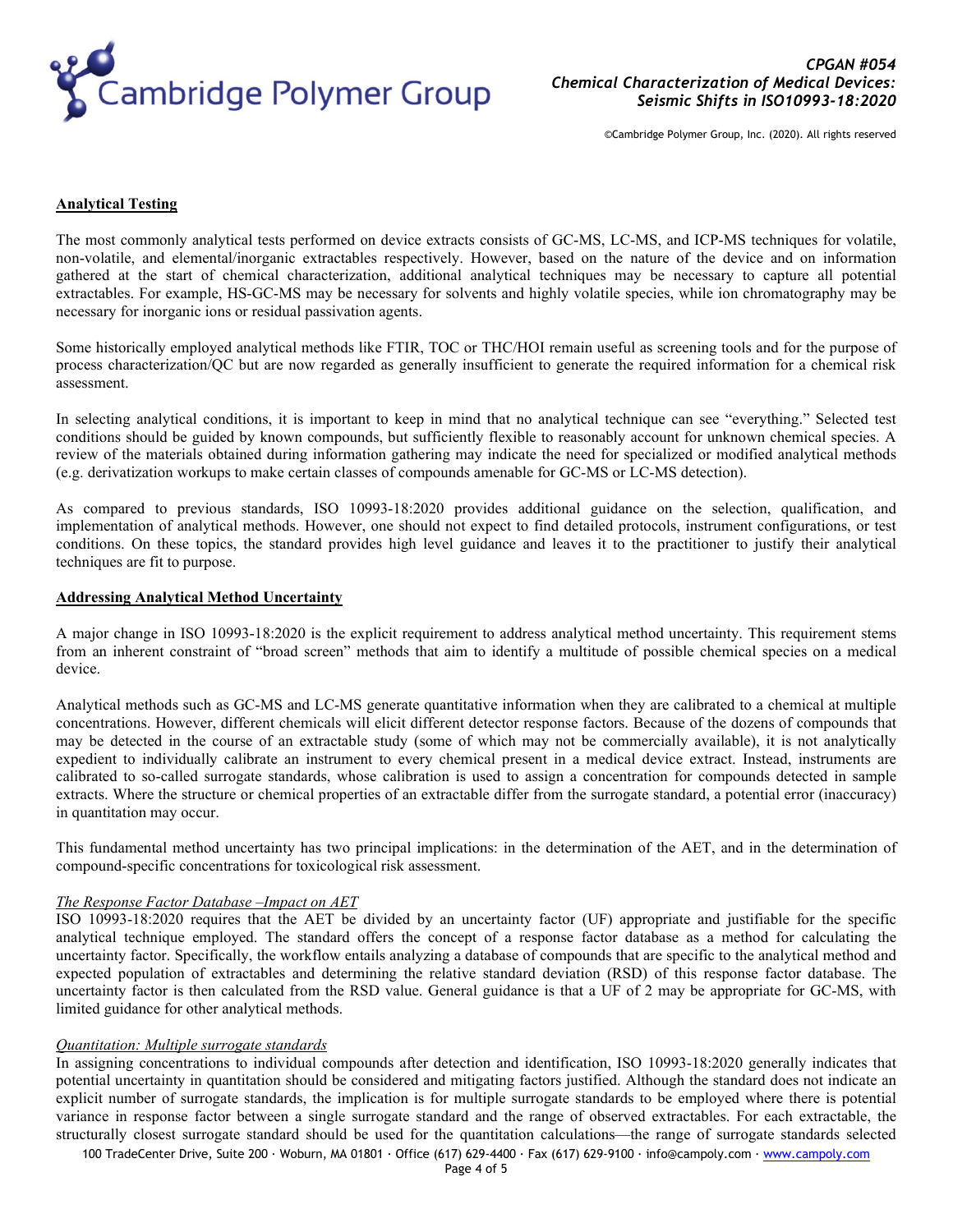**Analytical Testing**

The most commonly analytical tests performed on device extracts consists of GC-MS, LC-MS, and ICP-MS techniques for volatile, non-volatile, and elemental/inorganic extractables respectively. However, based on the nature of the device and on information gathered at the start of chemical characterization, additional analytical techniques may be necessary to capture all potential extractables. For example, HS-GC-MS may be necessary for solvents and highly volatile species, while ion chromatography may be necessary for inorganic ions or residual passivation agents.

Some historically employed analytical methods like FTIR, TOC or THC/HOI remain useful as screening tools and for the purpose of process characterization/QC but are now regarded as generally insufficient to generate the required information for a chemical risk assessment.

In selecting analytical conditions, it is important to keep in mind that no analytical technique can see "everything." Selected test conditions should be guided by known compounds, but sufficiently flexible to reasonably account for unknown chemical species. A review of the materials obtained during information gathering may indicate the need for specialized or modified analytical methods (e.g. derivatization workups to make certain classes of compounds amenable for GC-MS or LC-MS detection).

As compared to previous standards, ISO 10993-18:2020 provides additional guidance on the selection, qualification, and implementation of analytical methods. However, one should not expect to find detailed protocols, instrument configurations, or test conditions. On these topics, the standard provides high level guidance and leaves it to the practitioner to justify their analytical techniques are fit to purpose.

**Addressing Analytical Method Uncertainty**

A major change in ISO 10993-18:2020 is the explicit requirement to address analytical method uncertainty. This requirement stems from an inherent constraint of "broad screen" methods that aim to identify a multitude of possible chemical species on a medical device.

Analytical methods such as GC-MS and LC-MS generate quantitative information when they are calibrated to a chemical at multiple concentrations. However, different chemicals will elicit different detector response factors. Because of the dozens of compounds that may be detected in the course of an extractable study (some of which may not be commercially available), it is not analytically expedient to individually calibrate an instrument to every chemical present in a medical device extract. Instead, instruments are calibrated to so-called surrogate standards, whose calibration is used to assign a concentration for compounds detected in sample extracts. Where the structure or chemical properties of an extractable differ from the surrogate standard, a potential error (inaccuracy) in quantitation may occur.

This fundamental method uncertainty has two principal implications: in the determination of the AET, and in the determination of compound-specific concentrations for toxicological risk assessment.

*The Response Factor Database –Impact on AET*

ISO 10993-18:2020 requires that the AET be divided by an uncertainty factor (UF) appropriate and justifiable for the specific analytical technique employed. The standard offers the concept of a response factor database as a method for calculating the uncertainty factor. Specifically, the workflow entails analyzing a database of compounds that are specific to the analytical method and expected population of extractables and determining the relative standard deviation (RSD) of this response factor database. The uncertainty factor is then calculated from the RSD value. General guidance is that a UF of 2 may be appropriate for GC-MS, with limited guidance for other analytical methods.

*Quantitation: Multiple surrogate standards*

In assigning concentrations to individual compounds after detection and identification, ISO 10993-18:2020 generally indicates that potential uncertainty in quantitation should be considered and mitigating factors justified. Although the standard does not indicate an explicit number of surrogate standards, the implication is for multiple surrogate standards to be employed where there is potential variance in response factor between a single surrogate standard and the range of observed extractables. For each extractable, the structurally closest surrogate standard should be used for the quantitation calculations—the range of surrogate standards selected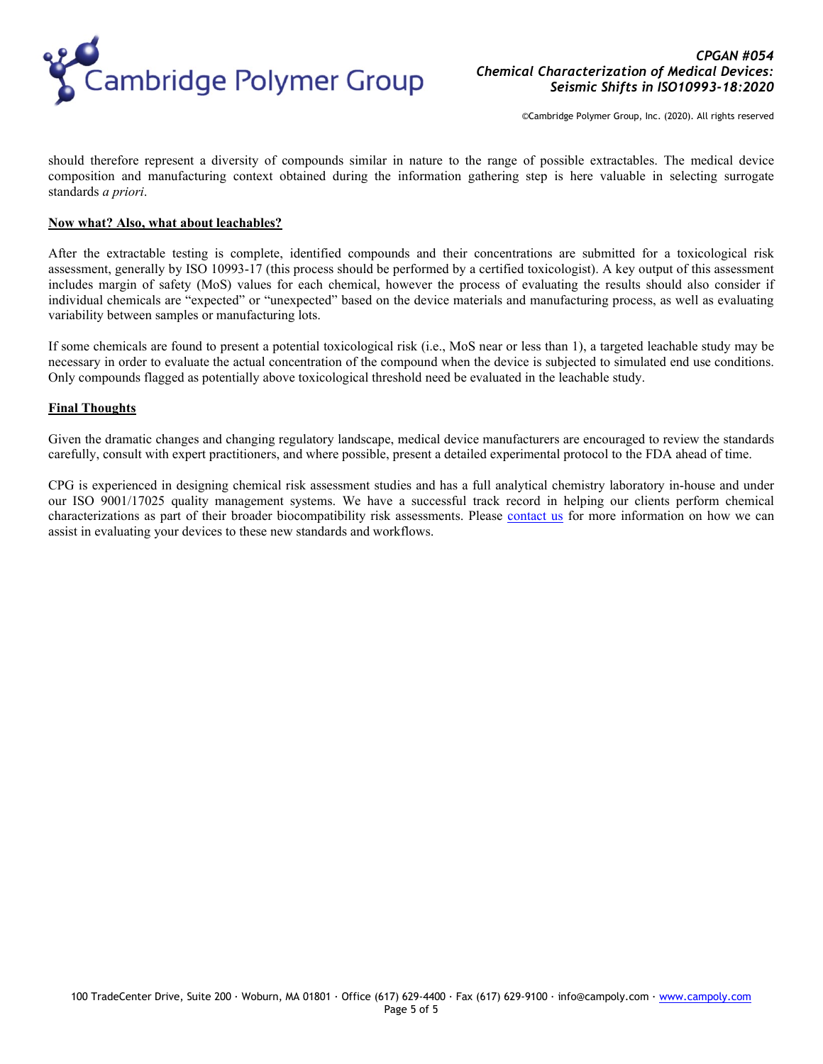should therefore represent a diversity of compounds similar in nature to the range of possible extractables. The medical device composition and manufacturing context obtained during the information gathering step is here valuable in selecting surrogate standards *a priori*.

**Now what? Also, what about leachables?**

After the extractable testing is complete, identified compounds and their concentrations are submitted for a toxicological risk assessment, generally by ISO 10993-17 (this process should be performed by a certified toxicologist). A key output of this assessment includes margin of safety (MoS) values for each chemical, however the process of evaluating the results should also consider if individual chemicals are "expected" or "unexpected" based on the device materials and manufacturing process, as well as evaluating variability between samples or manufacturing lots.

If some chemicals are found to present a potential toxicological risk (i.e., MoS near or less than 1), a targeted leachable study may be necessary in order to evaluate the actual concentration of the compound when the device is subjected to simulated end use conditions. Only compounds flagged as potentially above toxicological threshold need be evaluated in the leachable study.

**Final Thoughts**

Given the dramatic changes and changing regulatory landscape, medical device manufacturers are encouraged to review the standards carefully, consult with expert practitioners, and where possible, present a detailed experimental protocol to the FDA ahead of time.

CPG is experienced in designing chemical risk assessment studies and has a full analytical chemistry laboratory in-house and under our ISO 9001/17025 quality management systems. We have a successful track record in helping our clients perform chemical characterizations as part of their broader biocompatibility risk assessments. Please contact us for more information on how we can assist in evaluating your devices to these new standards and workflows.